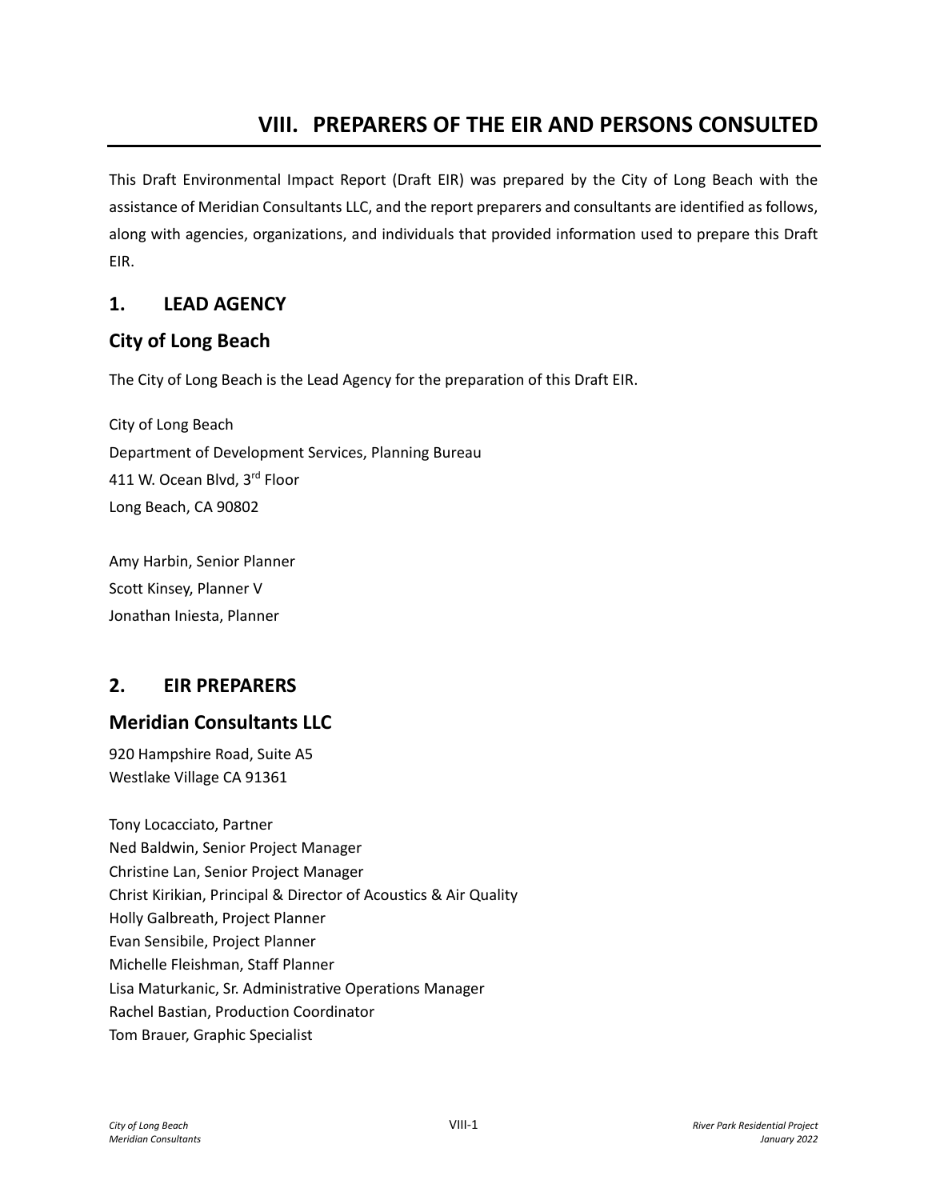# VIII. PREPARERS OF THE EIR AND PERSONS CONSULTED

This Draft Environmental Impact Report (Draft EIR) was prepared by the City of Long Beach with the assistance of Meridian Consultants LLC, and the report preparers and consultants are identified as follows, along with agencies, organizations, and individuals that provided information used to prepare this Draft EIR.

## 1. LEAD AGENCY

### City of Long Beach

The City of Long Beach is the Lead Agency for the preparation of this Draft EIR.

City of Long Beach
Department of Development Services, Planning Bureau
411 W. Ocean Blvd, 3rd Floor
Long Beach, CA 90802

Amy Harbin, Senior Planner
Scott Kinsey, Planner V
Jonathan Iniesta, Planner

## 2. EIR PREPARERS

### Meridian Consultants LLC

920 Hampshire Road, Suite A5
Westlake Village CA 91361

Tony Locacciato, Partner
Ned Baldwin, Senior Project Manager
Christine Lan, Senior Project Manager
Christ Kirikian, Principal & Director of Acoustics & Air Quality
Holly Galbreath, Project Planner
Evan Sensibile, Project Planner
Michelle Fleishman, Staff Planner
Lisa Maturkanic, Sr. Administrative Operations Manager
Rachel Bastian, Production Coordinator
Tom Brauer, Graphic Specialist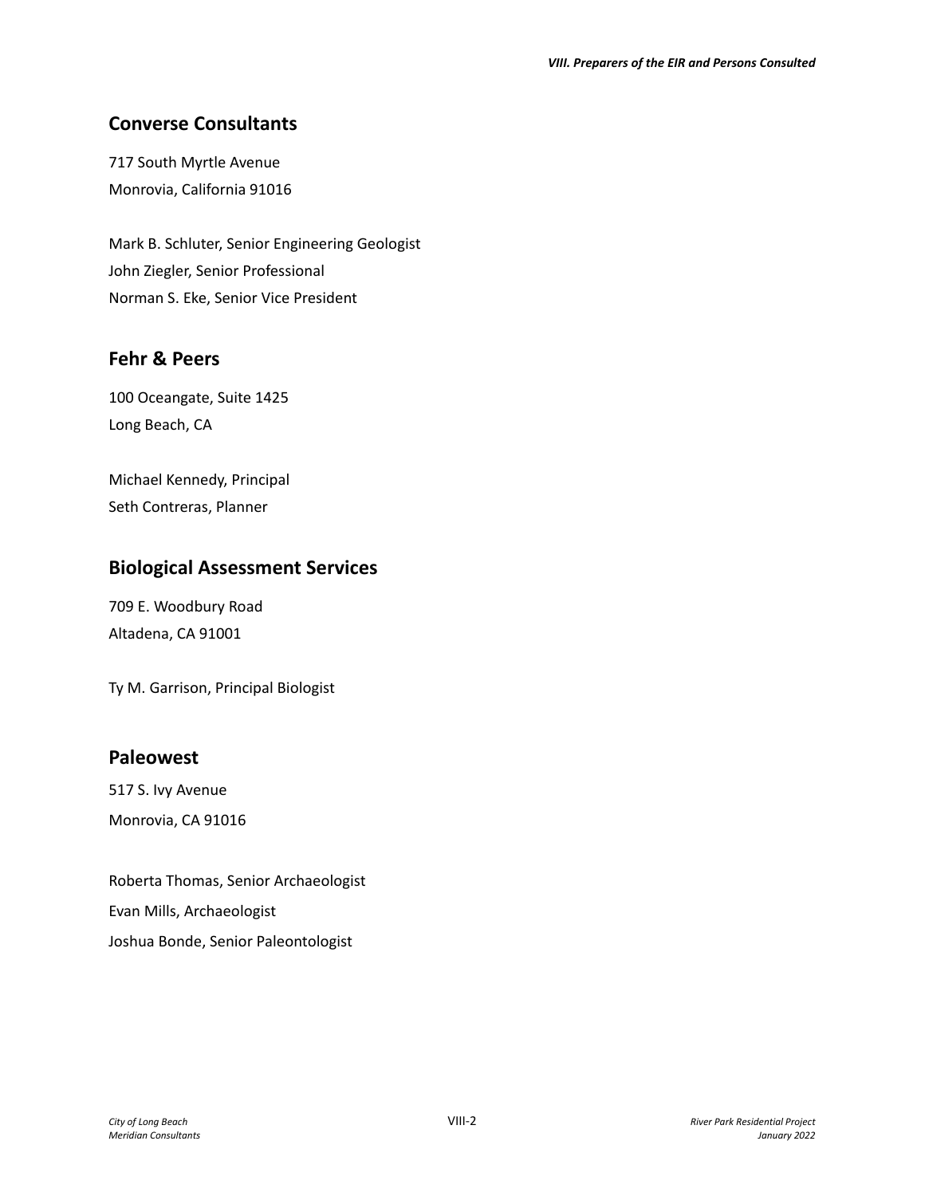## Converse Consultants

717 South Myrtle Avenue
Monrovia, California 91016

Mark B. Schluter, Senior Engineering Geologist
John Ziegler, Senior Professional
Norman S. Eke, Senior Vice President

## Fehr & Peers

100 Oceangate, Suite 1425
Long Beach, CA

Michael Kennedy, Principal
Seth Contreras, Planner

## Biological Assessment Services

709 E. Woodbury Road
Altadena, CA 91001

Ty M. Garrison, Principal Biologist

## Paleowest

517 S. Ivy Avenue
Monrovia, CA 91016

Roberta Thomas, Senior Archaeologist
Evan Mills, Archaeologist
Joshua Bonde, Senior Paleontologist